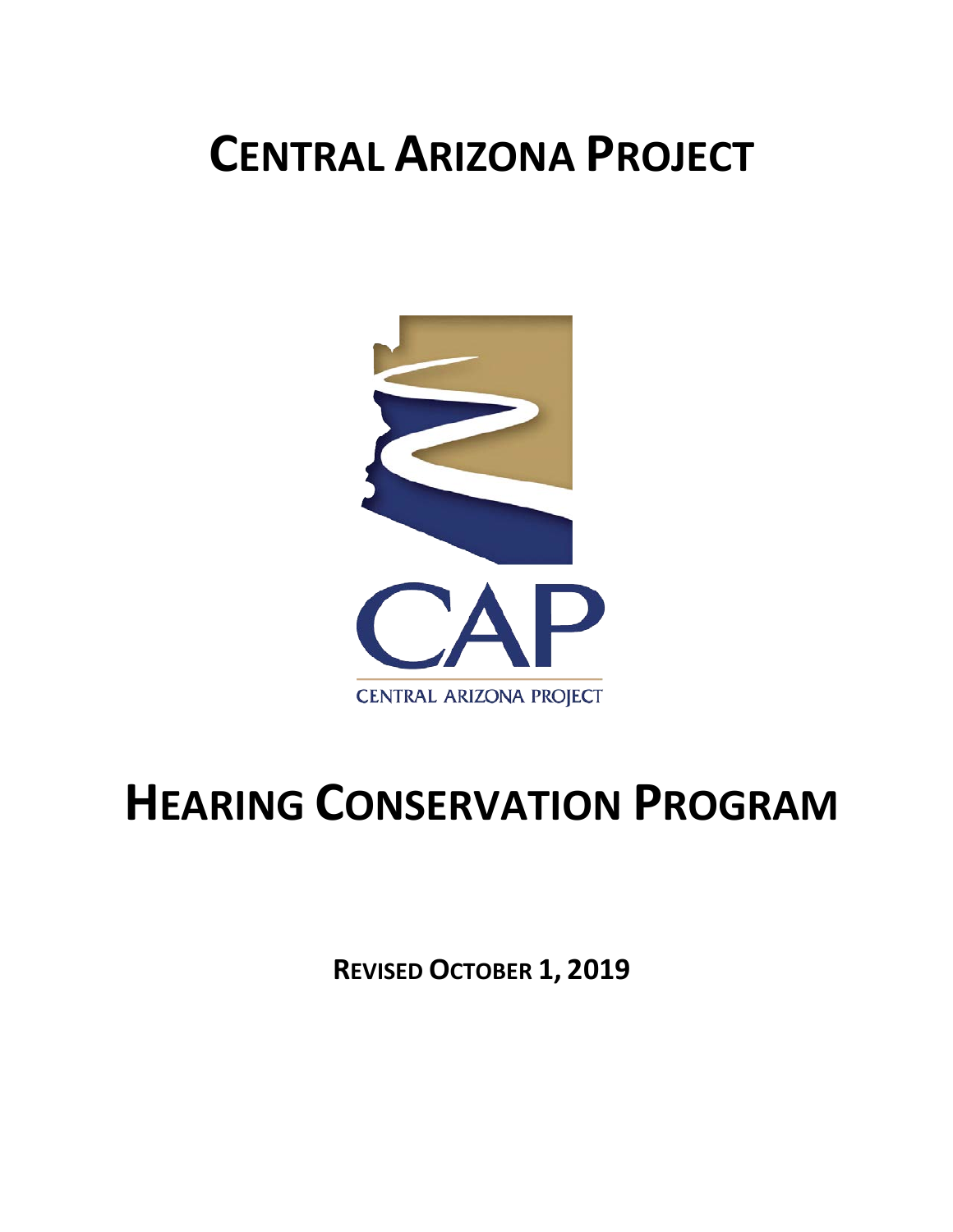# CENTRAL ARIZONA PROJECT

CAP

CENTRAL ARIZONA PROJECT

# HEARING CONSERVATION PROGRAM

**REVISED OCTOBER 1, 2019**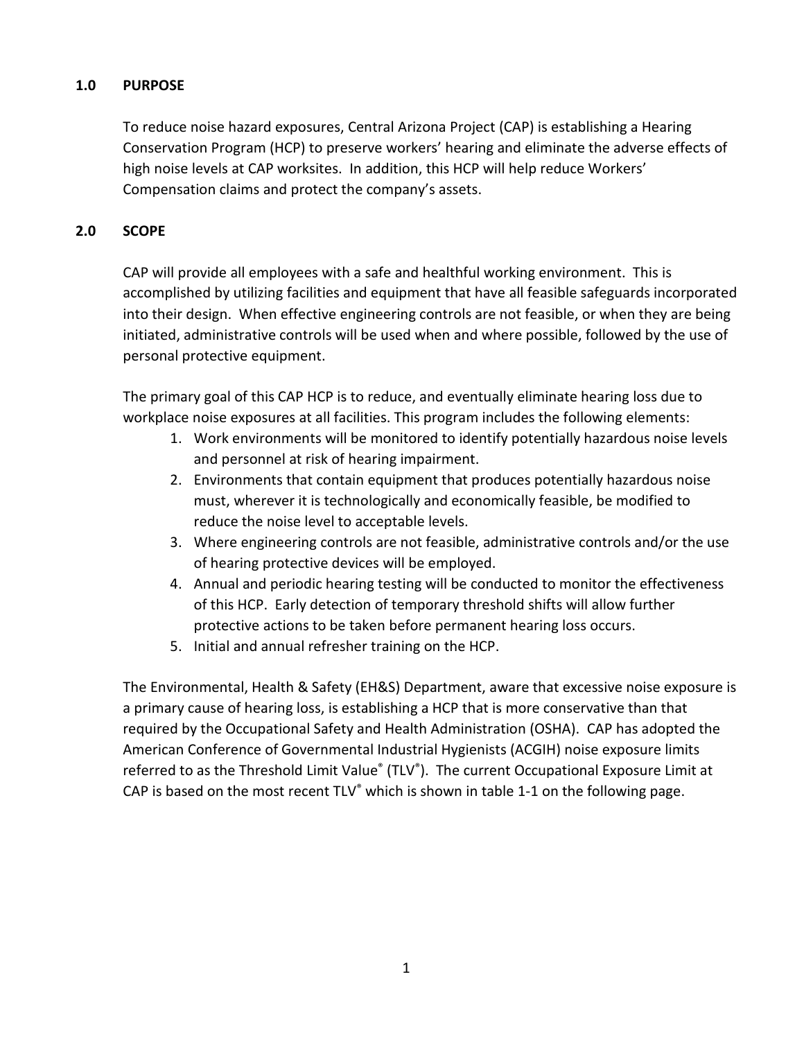## 1.0 PURPOSE

To reduce noise hazard exposures, Central Arizona Project (CAP) is establishing a Hearing Conservation Program (HCP) to preserve workers' hearing and eliminate the adverse effects of high noise levels at CAP worksites. In addition, this HCP will help reduce Workers' Compensation claims and protect the company's assets.

## 2.0 SCOPE

CAP will provide all employees with a safe and healthful working environment. This is accomplished by utilizing facilities and equipment that have all feasible safeguards incorporated into their design. When effective engineering controls are not feasible, or when they are being initiated, administrative controls will be used when and where possible, followed by the use of personal protective equipment.

The primary goal of this CAP HCP is to reduce, and eventually eliminate hearing loss due to workplace noise exposures at all facilities. This program includes the following elements:

1. Work environments will be monitored to identify potentially hazardous noise levels and personnel at risk of hearing impairment.
2. Environments that contain equipment that produces potentially hazardous noise must, wherever it is technologically and economically feasible, be modified to reduce the noise level to acceptable levels.
3. Where engineering controls are not feasible, administrative controls and/or the use of hearing protective devices will be employed.
4. Annual and periodic hearing testing will be conducted to monitor the effectiveness of this HCP. Early detection of temporary threshold shifts will allow further protective actions to be taken before permanent hearing loss occurs.
5. Initial and annual refresher training on the HCP.

The Environmental, Health & Safety (EH&S) Department, aware that excessive noise exposure is a primary cause of hearing loss, is establishing a HCP that is more conservative than that required by the Occupational Safety and Health Administration (OSHA). CAP has adopted the American Conference of Governmental Industrial Hygienists (ACGIH) noise exposure limits referred to as the Threshold Limit Value® (TLV®). The current Occupational Exposure Limit at CAP is based on the most recent TLV® which is shown in table 1-1 on the following page.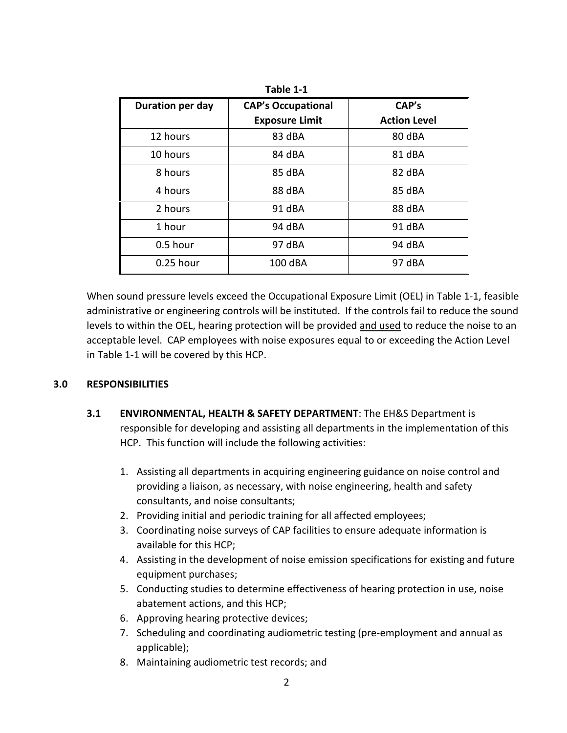**Table 1-1**

| Duration per day | CAP's Occupational Exposure Limit | CAP's Action Level |
|---|---|---|
| 12 hours | 83 dBA | 80 dBA |
| 10 hours | 84 dBA | 81 dBA |
| 8 hours | 85 dBA | 82 dBA |
| 4 hours | 88 dBA | 85 dBA |
| 2 hours | 91 dBA | 88 dBA |
| 1 hour | 94 dBA | 91 dBA |
| 0.5 hour | 97 dBA | 94 dBA |
| 0.25 hour | 100 dBA | 97 dBA |

When sound pressure levels exceed the Occupational Exposure Limit (OEL) in Table 1-1, feasible administrative or engineering controls will be instituted. If the controls fail to reduce the sound levels to within the OEL, hearing protection will be provided and used to reduce the noise to an acceptable level. CAP employees with noise exposures equal to or exceeding the Action Level in Table 1-1 will be covered by this HCP.

## 3.0 RESPONSIBILITIES

### 3.1 ENVIRONMENTAL, HEALTH & SAFETY DEPARTMENT

**ENVIRONMENTAL, HEALTH & SAFETY DEPARTMENT**: The EH&S Department is responsible for developing and assisting all departments in the implementation of this HCP. This function will include the following activities:

1. Assisting all departments in acquiring engineering guidance on noise control and providing a liaison, as necessary, with noise engineering, health and safety consultants, and noise consultants;
2. Providing initial and periodic training for all affected employees;
3. Coordinating noise surveys of CAP facilities to ensure adequate information is available for this HCP;
4. Assisting in the development of noise emission specifications for existing and future equipment purchases;
5. Conducting studies to determine effectiveness of hearing protection in use, noise abatement actions, and this HCP;
6. Approving hearing protective devices;
7. Scheduling and coordinating audiometric testing (pre-employment and annual as applicable);
8. Maintaining audiometric test records; and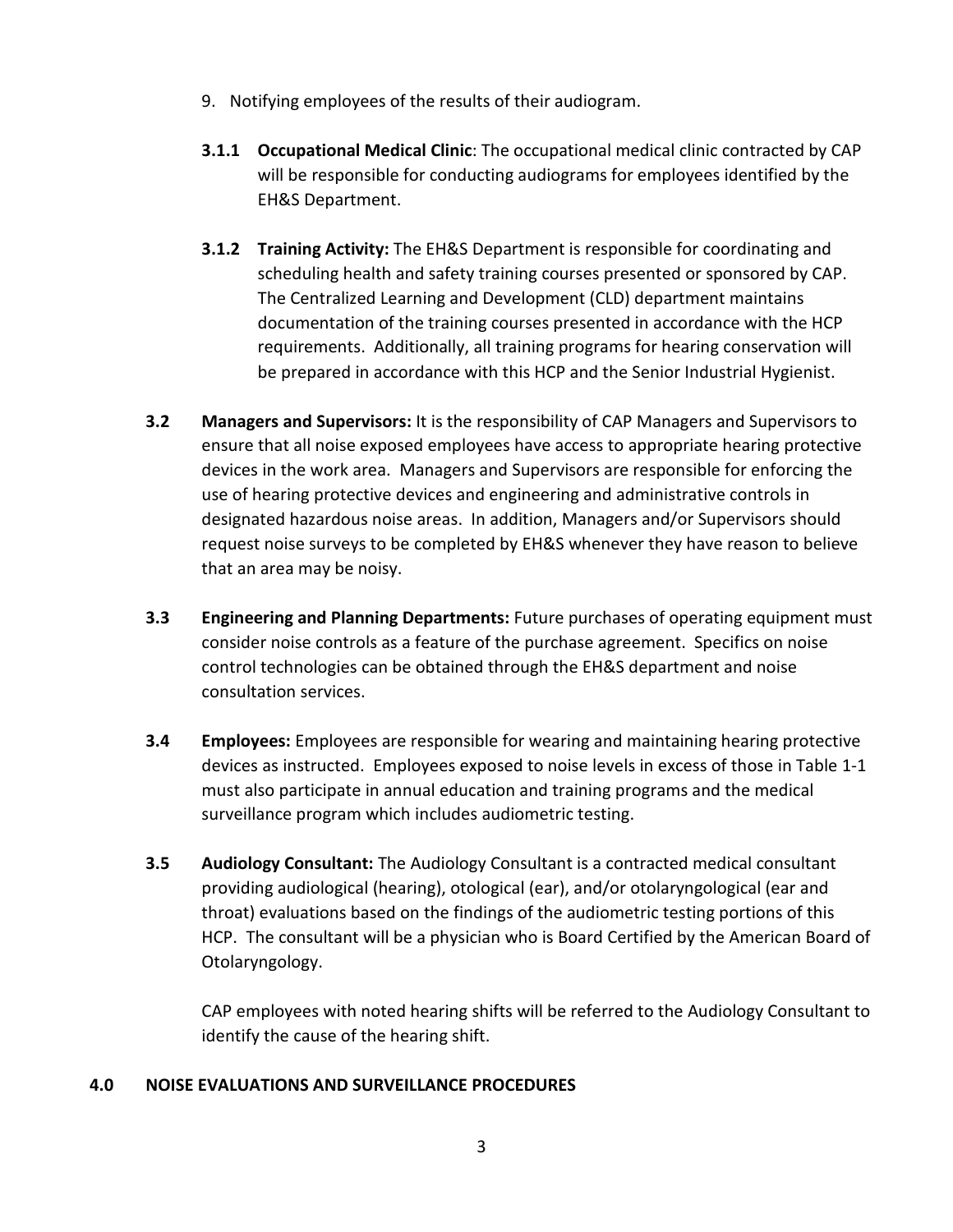9. Notifying employees of the results of their audiogram.

**3.1.1 Occupational Medical Clinic**: The occupational medical clinic contracted by CAP will be responsible for conducting audiograms for employees identified by the EH&S Department.

**3.1.2 Training Activity:** The EH&S Department is responsible for coordinating and scheduling health and safety training courses presented or sponsored by CAP. The Centralized Learning and Development (CLD) department maintains documentation of the training courses presented in accordance with the HCP requirements. Additionally, all training programs for hearing conservation will be prepared in accordance with this HCP and the Senior Industrial Hygienist.

**3.2 Managers and Supervisors:** It is the responsibility of CAP Managers and Supervisors to ensure that all noise exposed employees have access to appropriate hearing protective devices in the work area. Managers and Supervisors are responsible for enforcing the use of hearing protective devices and engineering and administrative controls in designated hazardous noise areas. In addition, Managers and/or Supervisors should request noise surveys to be completed by EH&S whenever they have reason to believe that an area may be noisy.

**3.3 Engineering and Planning Departments:** Future purchases of operating equipment must consider noise controls as a feature of the purchase agreement. Specifics on noise control technologies can be obtained through the EH&S department and noise consultation services.

**3.4 Employees:** Employees are responsible for wearing and maintaining hearing protective devices as instructed. Employees exposed to noise levels in excess of those in Table 1-1 must also participate in annual education and training programs and the medical surveillance program which includes audiometric testing.

**3.5 Audiology Consultant:** The Audiology Consultant is a contracted medical consultant providing audiological (hearing), otological (ear), and/or otolaryngological (ear and throat) evaluations based on the findings of the audiometric testing portions of this HCP. The consultant will be a physician who is Board Certified by the American Board of Otolaryngology.

CAP employees with noted hearing shifts will be referred to the Audiology Consultant to identify the cause of the hearing shift.

## 4.0 NOISE EVALUATIONS AND SURVEILLANCE PROCEDURES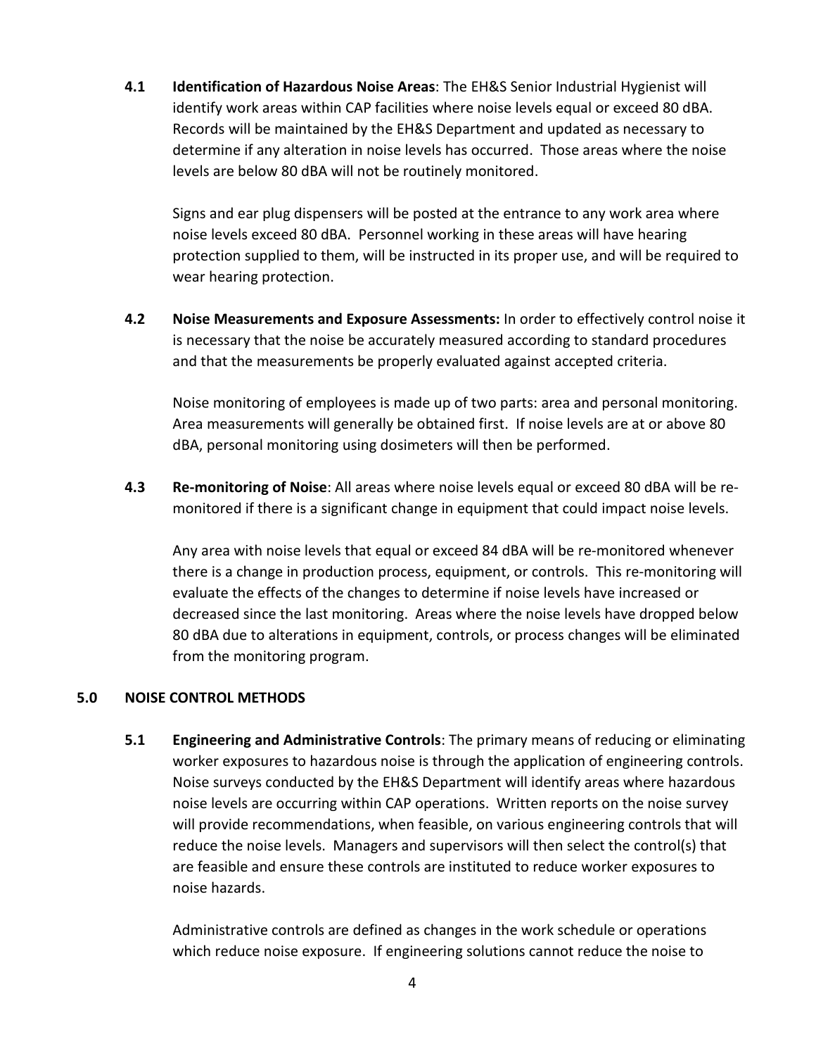**4.1 Identification of Hazardous Noise Areas**: The EH&S Senior Industrial Hygienist will identify work areas within CAP facilities where noise levels equal or exceed 80 dBA. Records will be maintained by the EH&S Department and updated as necessary to determine if any alteration in noise levels has occurred. Those areas where the noise levels are below 80 dBA will not be routinely monitored.

Signs and ear plug dispensers will be posted at the entrance to any work area where noise levels exceed 80 dBA. Personnel working in these areas will have hearing protection supplied to them, will be instructed in its proper use, and will be required to wear hearing protection.

**4.2 Noise Measurements and Exposure Assessments:** In order to effectively control noise it is necessary that the noise be accurately measured according to standard procedures and that the measurements be properly evaluated against accepted criteria.

Noise monitoring of employees is made up of two parts: area and personal monitoring. Area measurements will generally be obtained first. If noise levels are at or above 80 dBA, personal monitoring using dosimeters will then be performed.

**4.3 Re-monitoring of Noise**: All areas where noise levels equal or exceed 80 dBA will be re-monitored if there is a significant change in equipment that could impact noise levels.

Any area with noise levels that equal or exceed 84 dBA will be re-monitored whenever there is a change in production process, equipment, or controls. This re-monitoring will evaluate the effects of the changes to determine if noise levels have increased or decreased since the last monitoring. Areas where the noise levels have dropped below 80 dBA due to alterations in equipment, controls, or process changes will be eliminated from the monitoring program.

## 5.0 NOISE CONTROL METHODS

**5.1 Engineering and Administrative Controls**: The primary means of reducing or eliminating worker exposures to hazardous noise is through the application of engineering controls. Noise surveys conducted by the EH&S Department will identify areas where hazardous noise levels are occurring within CAP operations. Written reports on the noise survey will provide recommendations, when feasible, on various engineering controls that will reduce the noise levels. Managers and supervisors will then select the control(s) that are feasible and ensure these controls are instituted to reduce worker exposures to noise hazards.

Administrative controls are defined as changes in the work schedule or operations which reduce noise exposure. If engineering solutions cannot reduce the noise to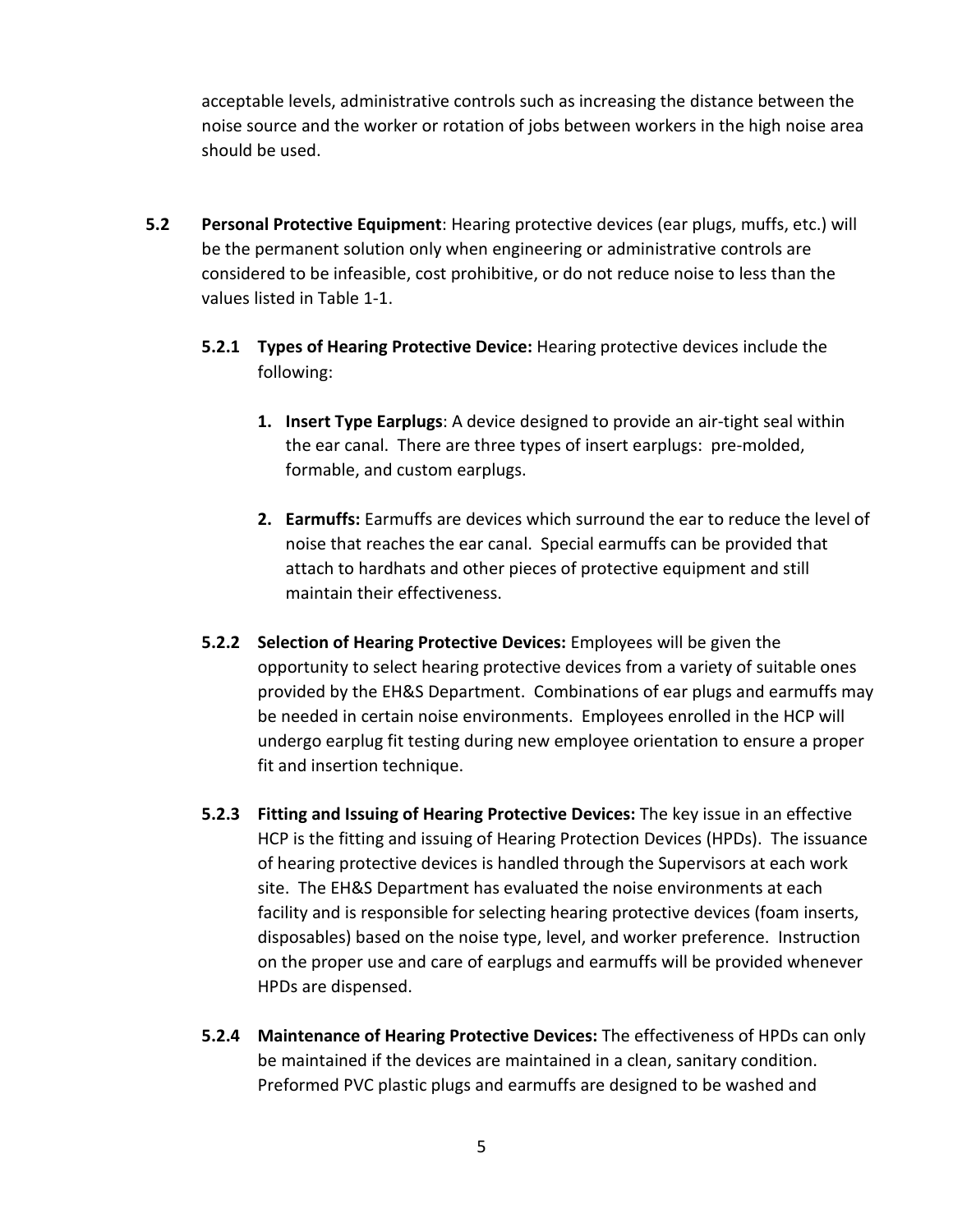acceptable levels, administrative controls such as increasing the distance between the noise source and the worker or rotation of jobs between workers in the high noise area should be used.

**5.2 Personal Protective Equipment**: Hearing protective devices (ear plugs, muffs, etc.) will be the permanent solution only when engineering or administrative controls are considered to be infeasible, cost prohibitive, or do not reduce noise to less than the values listed in Table 1-1.

**5.2.1 Types of Hearing Protective Device:** Hearing protective devices include the following:

1. **Insert Type Earplugs**: A device designed to provide an air-tight seal within the ear canal. There are three types of insert earplugs: pre-molded, formable, and custom earplugs.

2. **Earmuffs:** Earmuffs are devices which surround the ear to reduce the level of noise that reaches the ear canal. Special earmuffs can be provided that attach to hardhats and other pieces of protective equipment and still maintain their effectiveness.

**5.2.2 Selection of Hearing Protective Devices:** Employees will be given the opportunity to select hearing protective devices from a variety of suitable ones provided by the EH&S Department. Combinations of ear plugs and earmuffs may be needed in certain noise environments. Employees enrolled in the HCP will undergo earplug fit testing during new employee orientation to ensure a proper fit and insertion technique.

**5.2.3 Fitting and Issuing of Hearing Protective Devices:** The key issue in an effective HCP is the fitting and issuing of Hearing Protection Devices (HPDs). The issuance of hearing protective devices is handled through the Supervisors at each work site. The EH&S Department has evaluated the noise environments at each facility and is responsible for selecting hearing protective devices (foam inserts, disposables) based on the noise type, level, and worker preference. Instruction on the proper use and care of earplugs and earmuffs will be provided whenever HPDs are dispensed.

**5.2.4 Maintenance of Hearing Protective Devices:** The effectiveness of HPDs can only be maintained if the devices are maintained in a clean, sanitary condition. Preformed PVC plastic plugs and earmuffs are designed to be washed and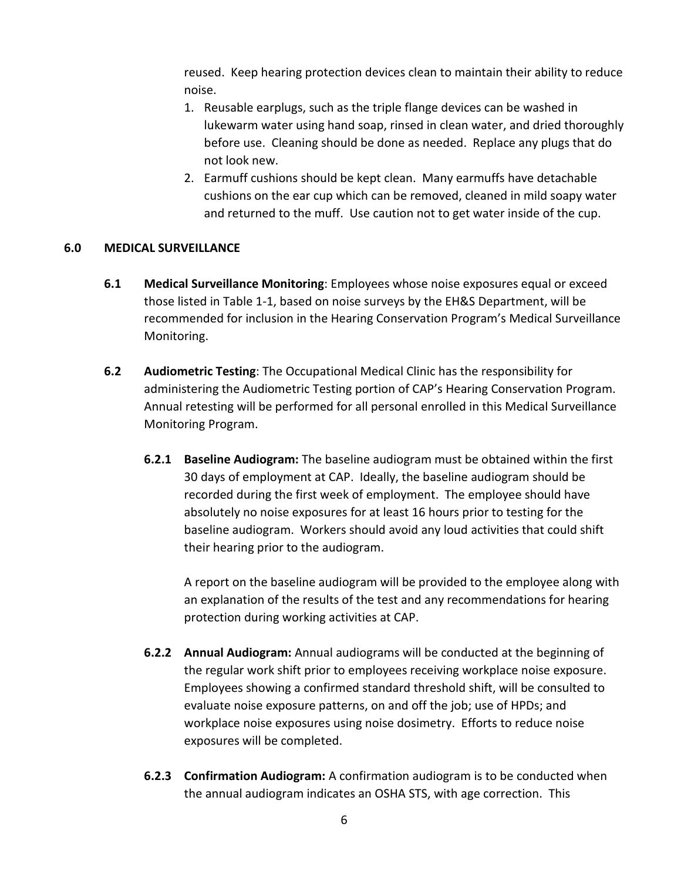reused. Keep hearing protection devices clean to maintain their ability to reduce noise.

1. Reusable earplugs, such as the triple flange devices can be washed in lukewarm water using hand soap, rinsed in clean water, and dried thoroughly before use. Cleaning should be done as needed. Replace any plugs that do not look new.
2. Earmuff cushions should be kept clean. Many earmuffs have detachable cushions on the ear cup which can be removed, cleaned in mild soapy water and returned to the muff. Use caution not to get water inside of the cup.

## 6.0 MEDICAL SURVEILLANCE

**6.1 Medical Surveillance Monitoring**: Employees whose noise exposures equal or exceed those listed in Table 1-1, based on noise surveys by the EH&S Department, will be recommended for inclusion in the Hearing Conservation Program's Medical Surveillance Monitoring.

**6.2 Audiometric Testing**: The Occupational Medical Clinic has the responsibility for administering the Audiometric Testing portion of CAP's Hearing Conservation Program. Annual retesting will be performed for all personal enrolled in this Medical Surveillance Monitoring Program.

**6.2.1 Baseline Audiogram:** The baseline audiogram must be obtained within the first 30 days of employment at CAP. Ideally, the baseline audiogram should be recorded during the first week of employment. The employee should have absolutely no noise exposures for at least 16 hours prior to testing for the baseline audiogram. Workers should avoid any loud activities that could shift their hearing prior to the audiogram.

A report on the baseline audiogram will be provided to the employee along with an explanation of the results of the test and any recommendations for hearing protection during working activities at CAP.

**6.2.2 Annual Audiogram:** Annual audiograms will be conducted at the beginning of the regular work shift prior to employees receiving workplace noise exposure. Employees showing a confirmed standard threshold shift, will be consulted to evaluate noise exposure patterns, on and off the job; use of HPDs; and workplace noise exposures using noise dosimetry. Efforts to reduce noise exposures will be completed.

**6.2.3 Confirmation Audiogram:** A confirmation audiogram is to be conducted when the annual audiogram indicates an OSHA STS, with age correction. This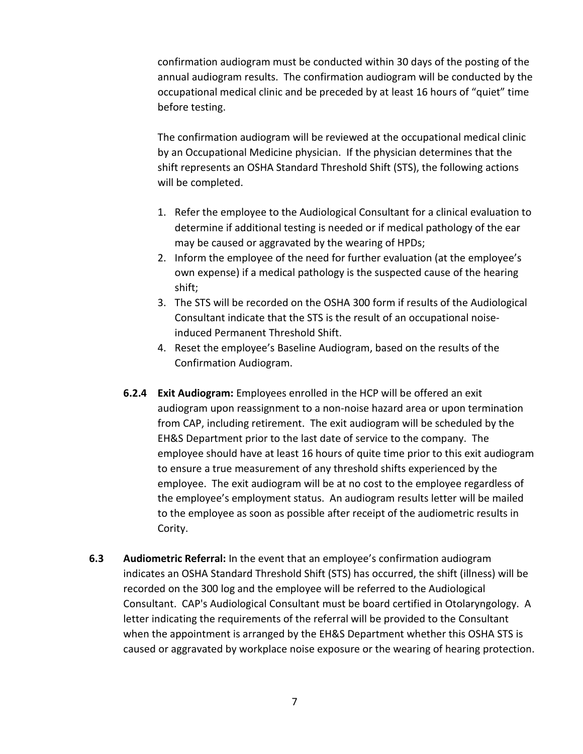confirmation audiogram must be conducted within 30 days of the posting of the annual audiogram results. The confirmation audiogram will be conducted by the occupational medical clinic and be preceded by at least 16 hours of "quiet" time before testing.

The confirmation audiogram will be reviewed at the occupational medical clinic by an Occupational Medicine physician. If the physician determines that the shift represents an OSHA Standard Threshold Shift (STS), the following actions will be completed.

1. Refer the employee to the Audiological Consultant for a clinical evaluation to determine if additional testing is needed or if medical pathology of the ear may be caused or aggravated by the wearing of HPDs;
2. Inform the employee of the need for further evaluation (at the employee's own expense) if a medical pathology is the suspected cause of the hearing shift;
3. The STS will be recorded on the OSHA 300 form if results of the Audiological Consultant indicate that the STS is the result of an occupational noise-induced Permanent Threshold Shift.
4. Reset the employee's Baseline Audiogram, based on the results of the Confirmation Audiogram.

**6.2.4 Exit Audiogram:** Employees enrolled in the HCP will be offered an exit audiogram upon reassignment to a non-noise hazard area or upon termination from CAP, including retirement. The exit audiogram will be scheduled by the EH&S Department prior to the last date of service to the company. The employee should have at least 16 hours of quite time prior to this exit audiogram to ensure a true measurement of any threshold shifts experienced by the employee. The exit audiogram will be at no cost to the employee regardless of the employee's employment status. An audiogram results letter will be mailed to the employee as soon as possible after receipt of the audiometric results in Cority.

**6.3 Audiometric Referral:** In the event that an employee's confirmation audiogram indicates an OSHA Standard Threshold Shift (STS) has occurred, the shift (illness) will be recorded on the 300 log and the employee will be referred to the Audiological Consultant. CAP's Audiological Consultant must be board certified in Otolaryngology. A letter indicating the requirements of the referral will be provided to the Consultant when the appointment is arranged by the EH&S Department whether this OSHA STS is caused or aggravated by workplace noise exposure or the wearing of hearing protection.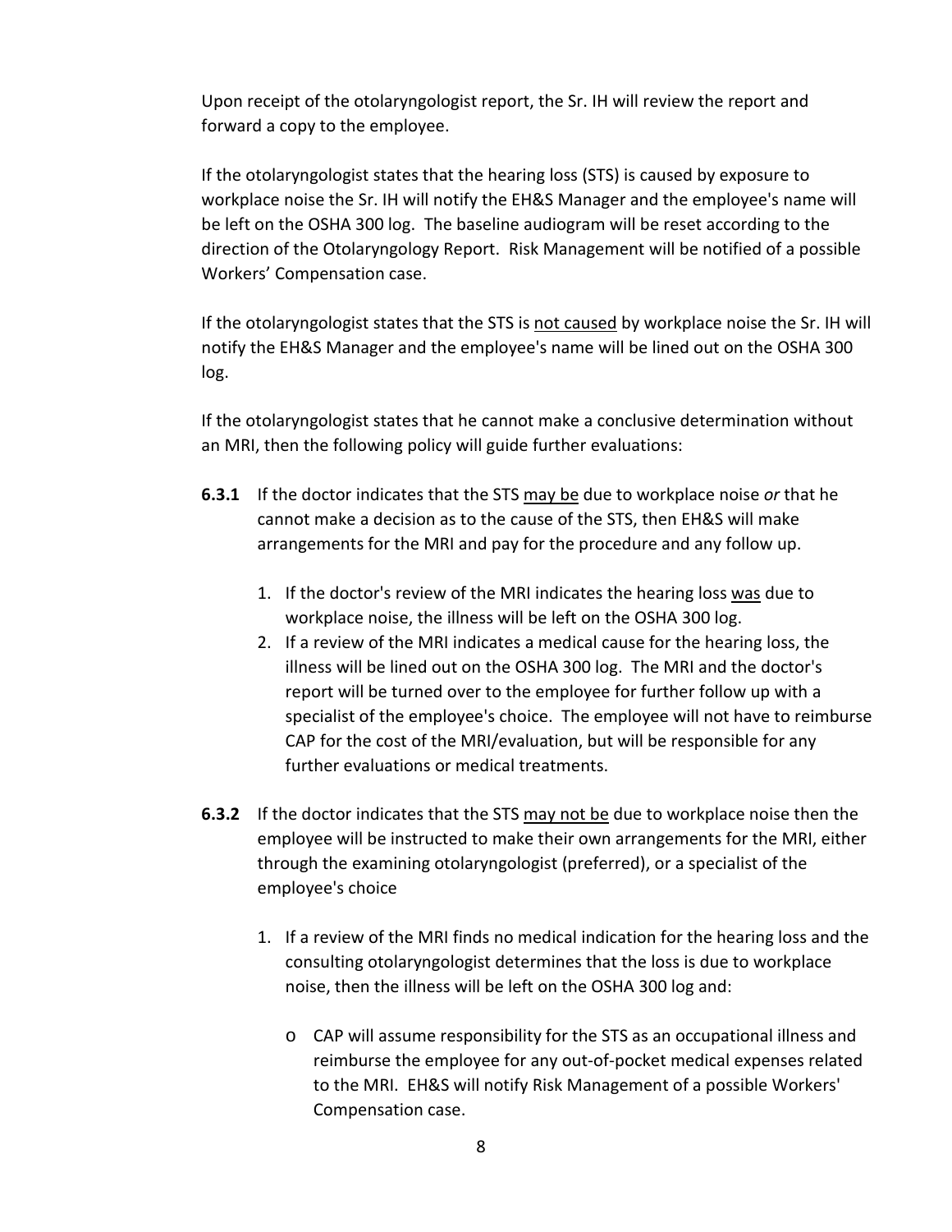Upon receipt of the otolaryngologist report, the Sr. IH will review the report and forward a copy to the employee.

If the otolaryngologist states that the hearing loss (STS) is caused by exposure to workplace noise the Sr. IH will notify the EH&S Manager and the employee's name will be left on the OSHA 300 log. The baseline audiogram will be reset according to the direction of the Otolaryngology Report. Risk Management will be notified of a possible Workers' Compensation case.

If the otolaryngologist states that the STS is <u>not caused</u> by workplace noise the Sr. IH will notify the EH&S Manager and the employee's name will be lined out on the OSHA 300 log.

If the otolaryngologist states that he cannot make a conclusive determination without an MRI, then the following policy will guide further evaluations:

**6.3.1** If the doctor indicates that the STS <u>may be</u> due to workplace noise *or* that he cannot make a decision as to the cause of the STS, then EH&S will make arrangements for the MRI and pay for the procedure and any follow up.

1. If the doctor's review of the MRI indicates the hearing loss <u>was</u> due to workplace noise, the illness will be left on the OSHA 300 log.
2. If a review of the MRI indicates a medical cause for the hearing loss, the illness will be lined out on the OSHA 300 log. The MRI and the doctor's report will be turned over to the employee for further follow up with a specialist of the employee's choice. The employee will not have to reimburse CAP for the cost of the MRI/evaluation, but will be responsible for any further evaluations or medical treatments.

**6.3.2** If the doctor indicates that the STS <u>may not be</u> due to workplace noise then the employee will be instructed to make their own arrangements for the MRI, either through the examining otolaryngologist (preferred), or a specialist of the employee's choice

1. If a review of the MRI finds no medical indication for the hearing loss and the consulting otolaryngologist determines that the loss is due to workplace noise, then the illness will be left on the OSHA 300 log and:
   - CAP will assume responsibility for the STS as an occupational illness and reimburse the employee for any out-of-pocket medical expenses related to the MRI. EH&S will notify Risk Management of a possible Workers' Compensation case.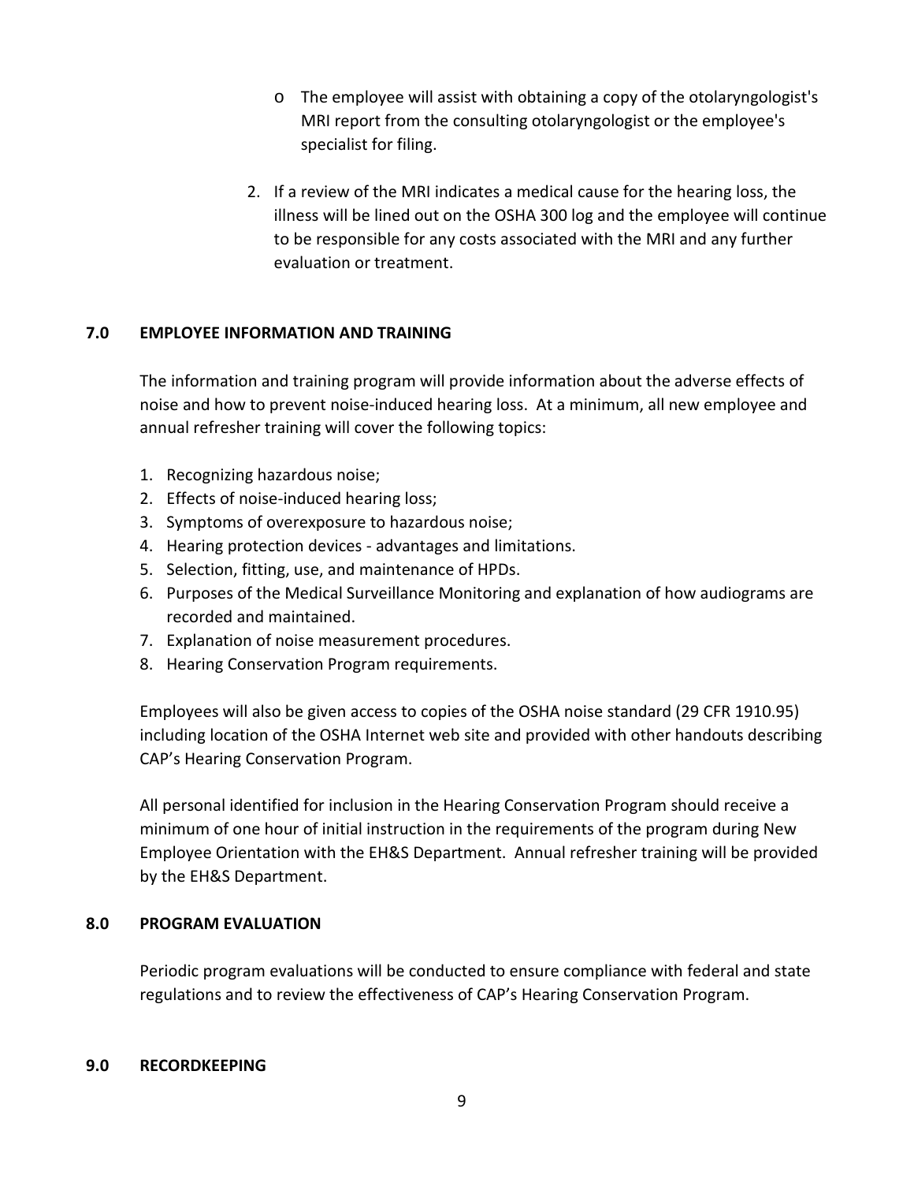- The employee will assist with obtaining a copy of the otolaryngologist's MRI report from the consulting otolaryngologist or the employee's specialist for filing.

2. If a review of the MRI indicates a medical cause for the hearing loss, the illness will be lined out on the OSHA 300 log and the employee will continue to be responsible for any costs associated with the MRI and any further evaluation or treatment.

## 7.0 EMPLOYEE INFORMATION AND TRAINING

The information and training program will provide information about the adverse effects of noise and how to prevent noise-induced hearing loss. At a minimum, all new employee and annual refresher training will cover the following topics:

1. Recognizing hazardous noise;
2. Effects of noise-induced hearing loss;
3. Symptoms of overexposure to hazardous noise;
4. Hearing protection devices - advantages and limitations.
5. Selection, fitting, use, and maintenance of HPDs.
6. Purposes of the Medical Surveillance Monitoring and explanation of how audiograms are recorded and maintained.
7. Explanation of noise measurement procedures.
8. Hearing Conservation Program requirements.

Employees will also be given access to copies of the OSHA noise standard (29 CFR 1910.95) including location of the OSHA Internet web site and provided with other handouts describing CAP's Hearing Conservation Program.

All personal identified for inclusion in the Hearing Conservation Program should receive a minimum of one hour of initial instruction in the requirements of the program during New Employee Orientation with the EH&S Department. Annual refresher training will be provided by the EH&S Department.

## 8.0 PROGRAM EVALUATION

Periodic program evaluations will be conducted to ensure compliance with federal and state regulations and to review the effectiveness of CAP's Hearing Conservation Program.

## 9.0 RECORDKEEPING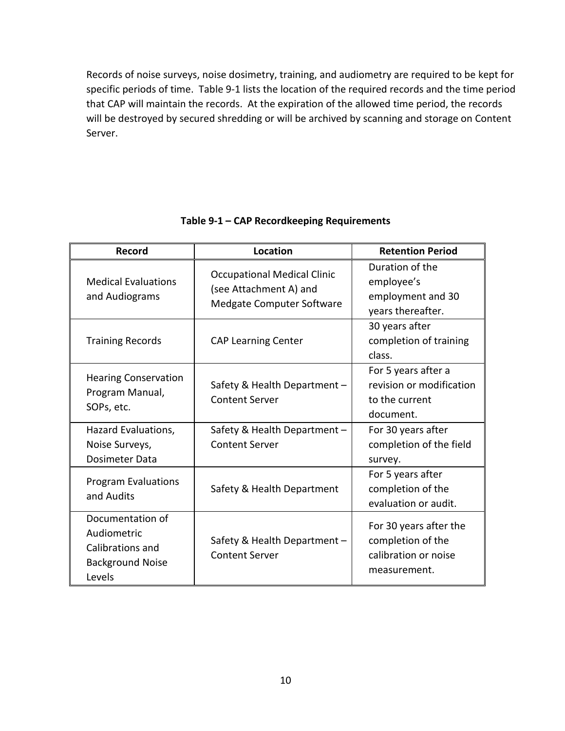Records of noise surveys, noise dosimetry, training, and audiometry are required to be kept for specific periods of time. Table 9-1 lists the location of the required records and the time period that CAP will maintain the records. At the expiration of the allowed time period, the records will be destroyed by secured shredding or will be archived by scanning and storage on Content Server.

**Table 9-1 – CAP Recordkeeping Requirements**

| Record | Location | Retention Period |
|---|---|---|
| Medical Evaluations and Audiograms | Occupational Medical Clinic (see Attachment A) and Medgate Computer Software | Duration of the employee's employment and 30 years thereafter. |
| Training Records | CAP Learning Center | 30 years after completion of training class. |
| Hearing Conservation Program Manual, SOPs, etc. | Safety & Health Department – Content Server | For 5 years after a revision or modification to the current document. |
| Hazard Evaluations, Noise Surveys, Dosimeter Data | Safety & Health Department – Content Server | For 30 years after completion of the field survey. |
| Program Evaluations and Audits | Safety & Health Department | For 5 years after completion of the evaluation or audit. |
| Documentation of Audiometric Calibrations and Background Noise Levels | Safety & Health Department – Content Server | For 30 years after the completion of the calibration or noise measurement. |